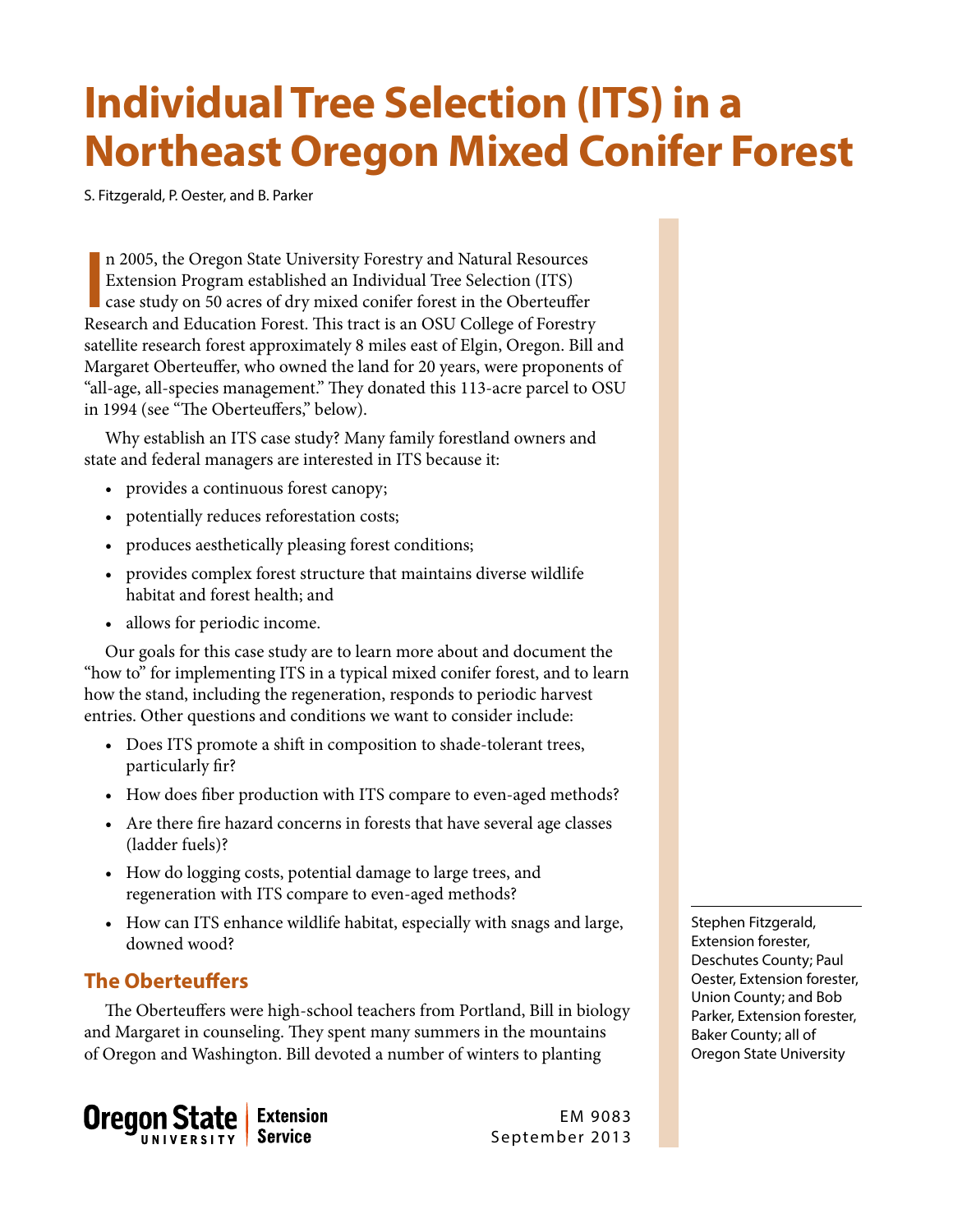# Individual Tree Selection (ITS) in a Northeast Oregon Mixed Conifer Forest

S. Fitzgerald, P. Oester, and B. Parker

In 2005, the Oregon State University Forestry and Natural Resources Extension Program established an Individual Tree Selection (ITS) case study on 50 acres of dry mixed conifer forest in the Oberteuffer Research and Education Forest. This tract is an OSU College of Forestry satellite research forest approximately 8 miles east of Elgin, Oregon. Bill and Margaret Oberteuffer, who owned the land for 20 years, were proponents of "all-age, all-species management." They donated this 113-acre parcel to OSU in 1994 (see "The Oberteuffers," below).

Why establish an ITS case study? Many family forestland owners and state and federal managers are interested in ITS because it:

- provides a continuous forest canopy;
- potentially reduces reforestation costs;
- produces aesthetically pleasing forest conditions;
- provides complex forest structure that maintains diverse wildlife habitat and forest health; and
- allows for periodic income.

Our goals for this case study are to learn more about and document the "how to" for implementing ITS in a typical mixed conifer forest, and to learn how the stand, including the regeneration, responds to periodic harvest entries. Other questions and conditions we want to consider include:

- Does ITS promote a shift in composition to shade-tolerant trees, particularly fir?
- How does fiber production with ITS compare to even-aged methods?
- Are there fire hazard concerns in forests that have several age classes (ladder fuels)?
- How do logging costs, potential damage to large trees, and regeneration with ITS compare to even-aged methods?
- How can ITS enhance wildlife habitat, especially with snags and large, downed wood?

## The Oberteuffers

The Oberteuffers were high-school teachers from Portland, Bill in biology and Margaret in counseling. They spent many summers in the mountains of Oregon and Washington. Bill devoted a number of winters to planting

Stephen Fitzgerald, Extension forester, Deschutes County; Paul Oester, Extension forester, Union County; and Bob Parker, Extension forester, Baker County; all of Oregon State University

EM 9083
September 2013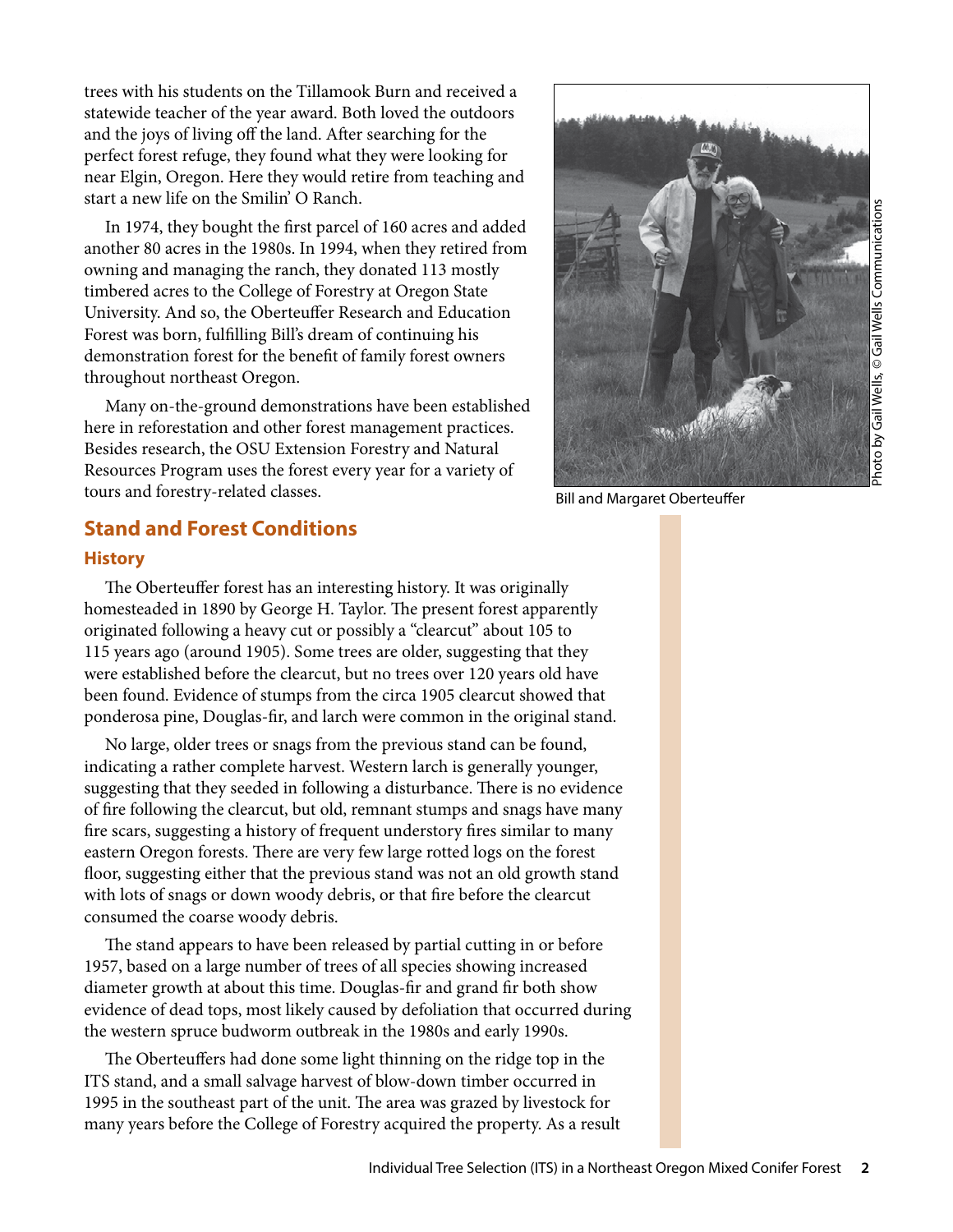trees with his students on the Tillamook Burn and received a statewide teacher of the year award. Both loved the outdoors and the joys of living off the land. After searching for the perfect forest refuge, they found what they were looking for near Elgin, Oregon. Here they would retire from teaching and start a new life on the Smilin' O Ranch.

In 1974, they bought the first parcel of 160 acres and added another 80 acres in the 1980s. In 1994, when they retired from owning and managing the ranch, they donated 113 mostly timbered acres to the College of Forestry at Oregon State University. And so, the Oberteuffer Research and Education Forest was born, fulfilling Bill's dream of continuing his demonstration forest for the benefit of family forest owners throughout northeast Oregon.

Many on-the-ground demonstrations have been established here in reforestation and other forest management practices. Besides research, the OSU Extension Forestry and Natural Resources Program uses the forest every year for a variety of tours and forestry-related classes.

Bill and Margaret Oberteuffer

Photo by Gail Wells, © Gail Wells Communications

## Stand and Forest Conditions

### History

The Oberteuffer forest has an interesting history. It was originally homesteaded in 1890 by George H. Taylor. The present forest apparently originated following a heavy cut or possibly a "clearcut" about 105 to 115 years ago (around 1905). Some trees are older, suggesting that they were established before the clearcut, but no trees over 120 years old have been found. Evidence of stumps from the circa 1905 clearcut showed that ponderosa pine, Douglas-fir, and larch were common in the original stand.

No large, older trees or snags from the previous stand can be found, indicating a rather complete harvest. Western larch is generally younger, suggesting that they seeded in following a disturbance. There is no evidence of fire following the clearcut, but old, remnant stumps and snags have many fire scars, suggesting a history of frequent understory fires similar to many eastern Oregon forests. There are very few large rotted logs on the forest floor, suggesting either that the previous stand was not an old growth stand with lots of snags or down woody debris, or that fire before the clearcut consumed the coarse woody debris.

The stand appears to have been released by partial cutting in or before 1957, based on a large number of trees of all species showing increased diameter growth at about this time. Douglas-fir and grand fir both show evidence of dead tops, most likely caused by defoliation that occurred during the western spruce budworm outbreak in the 1980s and early 1990s.

The Oberteuffers had done some light thinning on the ridge top in the ITS stand, and a small salvage harvest of blow-down timber occurred in 1995 in the southeast part of the unit. The area was grazed by livestock for many years before the College of Forestry acquired the property. As a result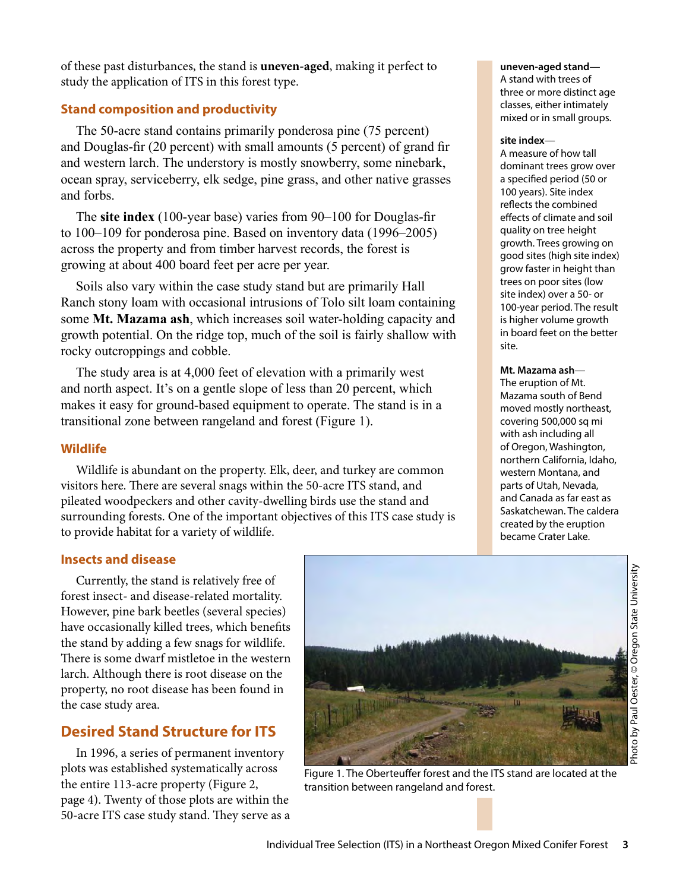of these past disturbances, the stand is **uneven-aged**, making it perfect to study the application of ITS in this forest type.

### Stand composition and productivity

The 50-acre stand contains primarily ponderosa pine (75 percent) and Douglas-fir (20 percent) with small amounts (5 percent) of grand fir and western larch. The understory is mostly snowberry, some ninebark, ocean spray, serviceberry, elk sedge, pine grass, and other native grasses and forbs.

The **site index** (100-year base) varies from 90–100 for Douglas-fir to 100–109 for ponderosa pine. Based on inventory data (1996–2005) across the property and from timber harvest records, the forest is growing at about 400 board feet per acre per year.

Soils also vary within the case study stand but are primarily Hall Ranch stony loam with occasional intrusions of Tolo silt loam containing some **Mt. Mazama ash**, which increases soil water-holding capacity and growth potential. On the ridge top, much of the soil is fairly shallow with rocky outcroppings and cobble.

The study area is at 4,000 feet of elevation with a primarily west and north aspect. It's on a gentle slope of less than 20 percent, which makes it easy for ground-based equipment to operate. The stand is in a transitional zone between rangeland and forest (Figure 1).

**uneven-aged stand**—
A stand with trees of three or more distinct age classes, either intimately mixed or in small groups.

**site index**—
A measure of how tall dominant trees grow over a specified period (50 or 100 years). Site index reflects the combined effects of climate and soil quality on tree height growth. Trees growing on good sites (high site index) grow faster in height than trees on poor sites (low site index) over a 50- or 100-year period. The result is higher volume growth in board feet on the better site.

**Mt. Mazama ash**—
The eruption of Mt. Mazama south of Bend moved mostly northeast, covering 500,000 sq mi with ash including all of Oregon, Washington, northern California, Idaho, western Montana, and parts of Utah, Nevada, and Canada as far east as Saskatchewan. The caldera created by the eruption became Crater Lake.

### Wildlife

Wildlife is abundant on the property. Elk, deer, and turkey are common visitors here. There are several snags within the 50-acre ITS stand, and pileated woodpeckers and other cavity-dwelling birds use the stand and surrounding forests. One of the important objectives of this ITS case study is to provide habitat for a variety of wildlife.

### Insects and disease

Currently, the stand is relatively free of forest insect- and disease-related mortality. However, pine bark beetles (several species) have occasionally killed trees, which benefits the stand by adding a few snags for wildlife. There is some dwarf mistletoe in the western larch. Although there is root disease on the property, no root disease has been found in the case study area.

Photo by Paul Oester, © Oregon State University

Figure 1. The Oberteuffer forest and the ITS stand are located at the transition between rangeland and forest.

## Desired Stand Structure for ITS

In 1996, a series of permanent inventory plots was established systematically across the entire 113-acre property (Figure 2, page 4). Twenty of those plots are within the 50-acre ITS case study stand. They serve as a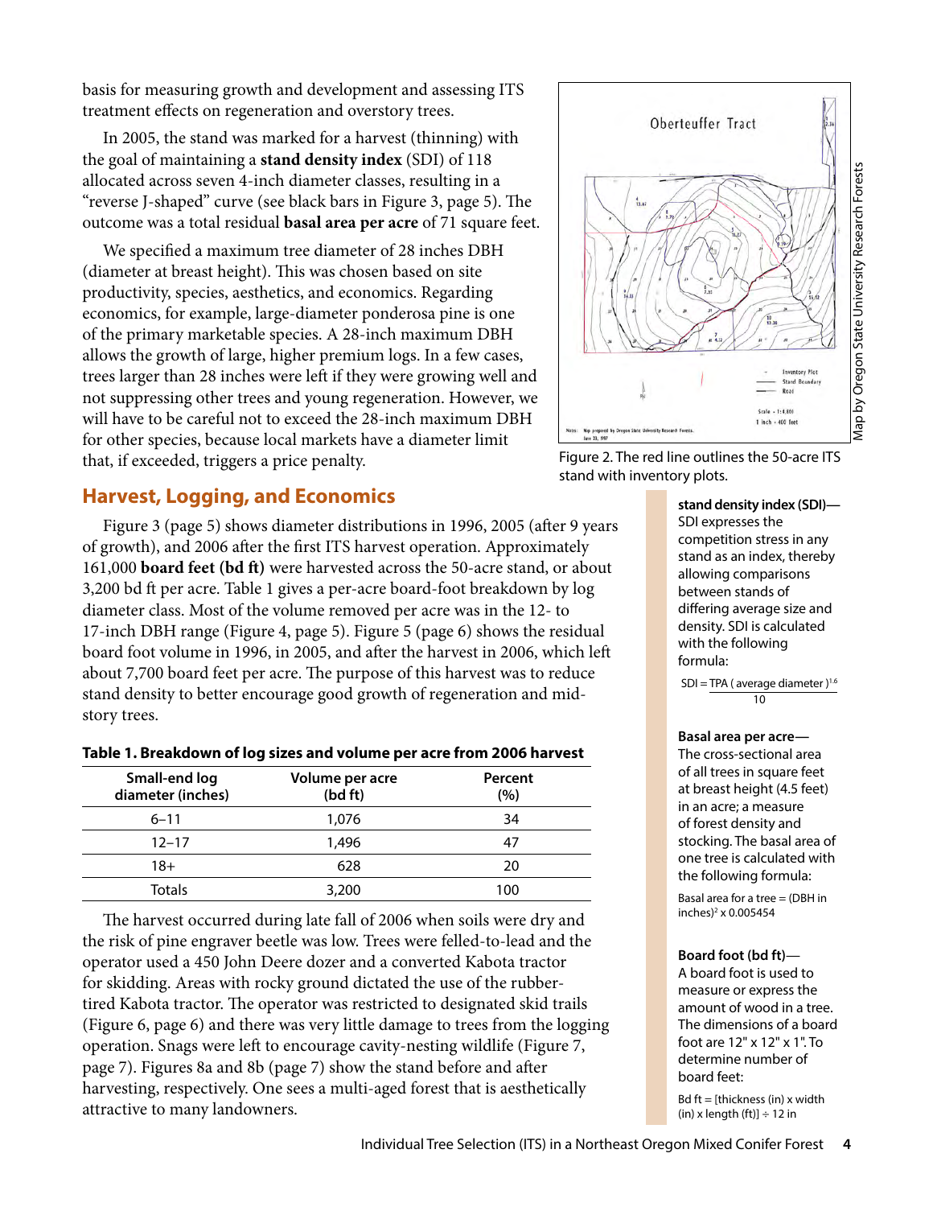basis for measuring growth and development and assessing ITS treatment effects on regeneration and overstory trees.

In 2005, the stand was marked for a harvest (thinning) with the goal of maintaining a **stand density index** (SDI) of 118 allocated across seven 4-inch diameter classes, resulting in a "reverse J-shaped" curve (see black bars in Figure 3, page 5). The outcome was a total residual **basal area per acre** of 71 square feet.

We specified a maximum tree diameter of 28 inches DBH (diameter at breast height). This was chosen based on site productivity, species, aesthetics, and economics. Regarding economics, for example, large-diameter ponderosa pine is one of the primary marketable species. A 28-inch maximum DBH allows the growth of large, higher premium logs. In a few cases, trees larger than 28 inches were left if they were growing well and not suppressing other trees and young regeneration. However, we will have to be careful not to exceed the 28-inch maximum DBH for other species, because local markets have a diameter limit that, if exceeded, triggers a price penalty.

Figure 2. The red line outlines the 50-acre ITS stand with inventory plots.

Map by Oregon State University Research Forests

## Harvest, Logging, and Economics

Figure 3 (page 5) shows diameter distributions in 1996, 2005 (after 9 years of growth), and 2006 after the first ITS harvest operation. Approximately 161,000 **board feet (bd ft)** were harvested across the 50-acre stand, or about 3,200 bd ft per acre. Table 1 gives a per-acre board-foot breakdown by log diameter class. Most of the volume removed per acre was in the 12- to 17-inch DBH range (Figure 4, page 5). Figure 5 (page 6) shows the residual board foot volume in 1996, in 2005, and after the harvest in 2006, which left about 7,700 board feet per acre. The purpose of this harvest was to reduce stand density to better encourage good growth of regeneration and mid-story trees.

**Table 1. Breakdown of log sizes and volume per acre from 2006 harvest**

| Small-end log diameter (inches) | Volume per acre (bd ft) | Percent (%) |
|---|---|---|
| 6–11 | 1,076 | 34 |
| 12–17 | 1,496 | 47 |
| 18+ | 628 | 20 |
| Totals | 3,200 | 100 |

The harvest occurred during late fall of 2006 when soils were dry and the risk of pine engraver beetle was low. Trees were felled-to-lead and the operator used a 450 John Deere dozer and a converted Kabota tractor for skidding. Areas with rocky ground dictated the use of the rubber-tired Kabota tractor. The operator was restricted to designated skid trails (Figure 6, page 6) and there was very little damage to trees from the logging operation. Snags were left to encourage cavity-nesting wildlife (Figure 7, page 7). Figures 8a and 8b (page 7) show the stand before and after harvesting, respectively. One sees a multi-aged forest that is aesthetically attractive to many landowners.

**stand density index (SDI)**—SDI expresses the competition stress in any stand as an index, thereby allowing comparisons between stands of differing average size and density. SDI is calculated with the following formula:

$$\text{SDI} = \frac{\text{TPA}\,(\text{average diameter})^{1.6}}{10}$$

**Basal area per acre**—The cross-sectional area of all trees in square feet at breast height (4.5 feet) in an acre; a measure of forest density and stocking. The basal area of one tree is calculated with the following formula:

Basal area for a tree = $(\text{DBH in inches})^2 \times 0.005454$

**Board foot (bd ft)**—A board foot is used to measure or express the amount of wood in a tree. The dimensions of a board foot are 12" x 12" x 1". To determine number of board feet:

Bd ft = [thickness (in) x width (in) x length (ft)] ÷ 12 in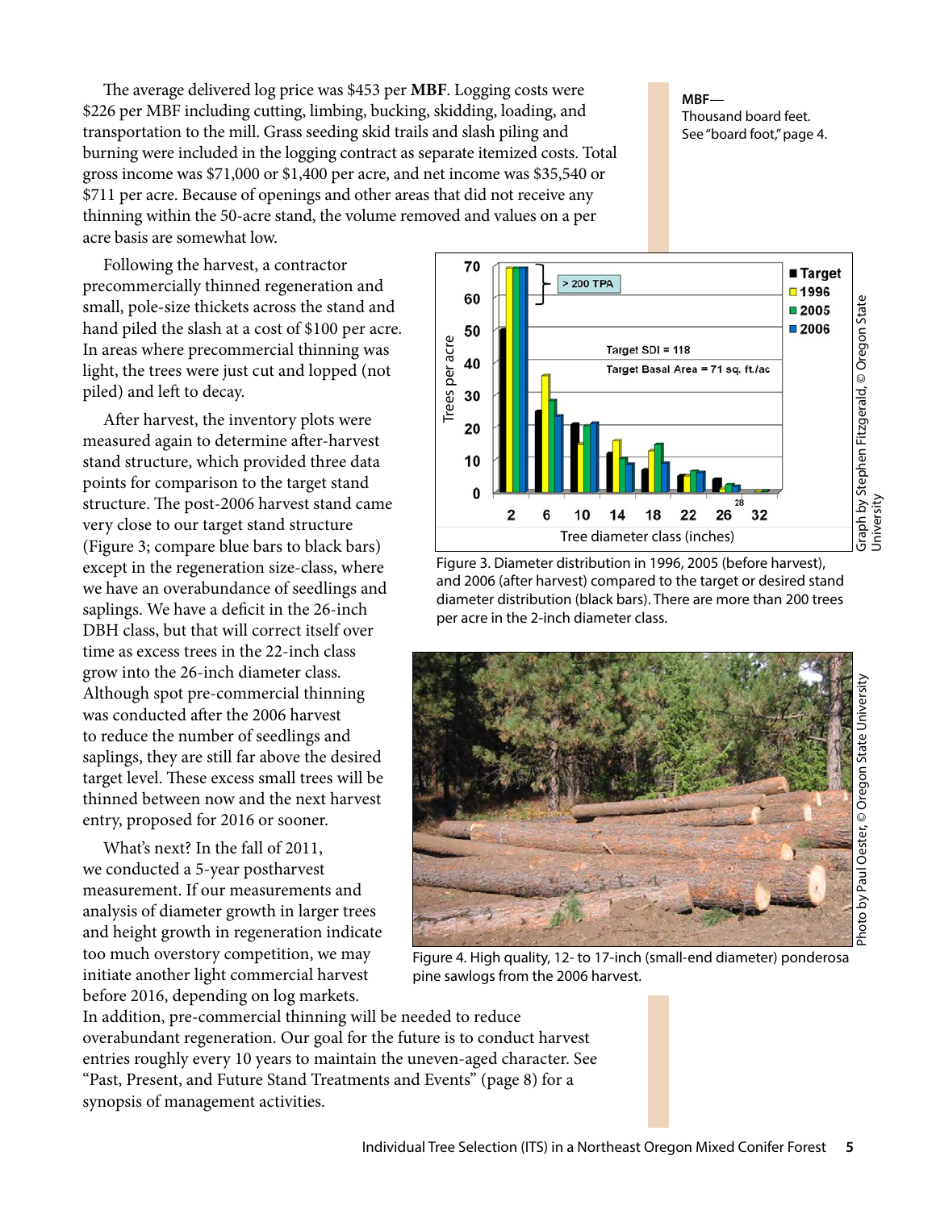The average delivered log price was $453 per **MBF**. Logging costs were $226 per MBF including cutting, limbing, bucking, skidding, loading, and transportation to the mill. Grass seeding skid trails and slash piling and burning were included in the logging contract as separate itemized costs. Total gross income was $71,000 or $1,400 per acre, and net income was $35,540 or $711 per acre. Because of openings and other areas that did not receive any thinning within the 50-acre stand, the volume removed and values on a per acre basis are somewhat low.

**MBF**—
Thousand board feet. See "board foot," page 4.

Following the harvest, a contractor precommercially thinned regeneration and small, pole-size thickets across the stand and hand piled the slash at a cost of $100 per acre. In areas where precommercial thinning was light, the trees were just cut and lopped (not piled) and left to decay.

After harvest, the inventory plots were measured again to determine after-harvest stand structure, which provided three data points for comparison to the target stand structure. The post-2006 harvest stand came very close to our target stand structure (Figure 3; compare blue bars to black bars) except in the regeneration size-class, where we have an overabundance of seedlings and saplings. We have a deficit in the 26-inch DBH class, but that will correct itself over time as excess trees in the 22-inch class grow into the 26-inch diameter class. Although spot pre-commercial thinning was conducted after the 2006 harvest to reduce the number of seedlings and saplings, they are still far above the desired target level. These excess small trees will be thinned between now and the next harvest entry, proposed for 2016 or sooner.

Figure 3. Diameter distribution in 1996, 2005 (before harvest), and 2006 (after harvest) compared to the target or desired stand diameter distribution (black bars). There are more than 200 trees per acre in the 2-inch diameter class.

Graph by Stephen Fitzgerald, © Oregon State University

Figure 4. High quality, 12- to 17-inch (small-end diameter) ponderosa pine sawlogs from the 2006 harvest.

Photo by Paul Oester, © Oregon State University

What's next? In the fall of 2011, we conducted a 5-year postharvest measurement. If our measurements and analysis of diameter growth in larger trees and height growth in regeneration indicate too much overstory competition, we may initiate another light commercial harvest before 2016, depending on log markets. In addition, pre-commercial thinning will be needed to reduce overabundant regeneration. Our goal for the future is to conduct harvest entries roughly every 10 years to maintain the uneven-aged character. See "Past, Present, and Future Stand Treatments and Events" (page 8) for a synopsis of management activities.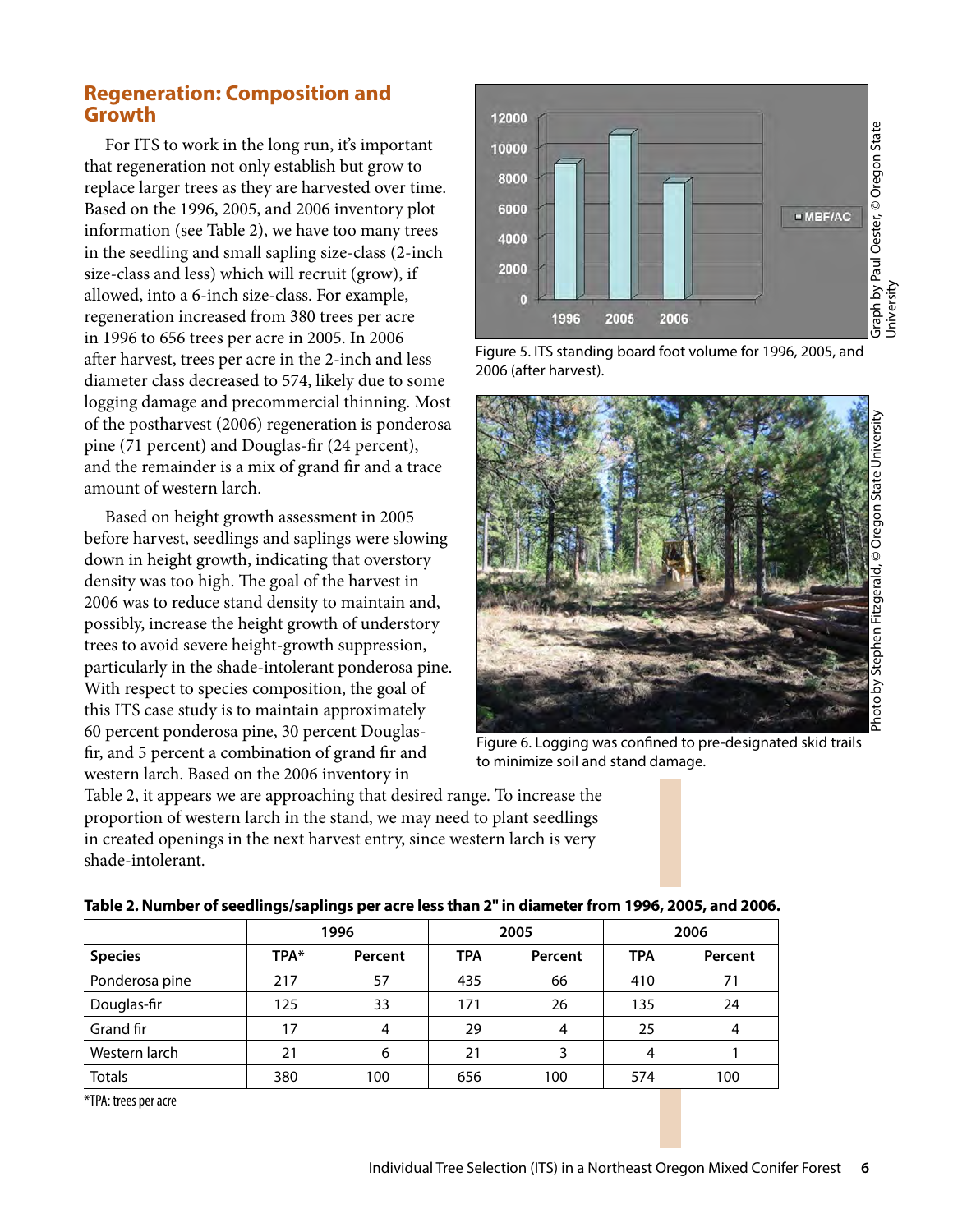## Regeneration: Composition and Growth

For ITS to work in the long run, it's important that regeneration not only establish but grow to replace larger trees as they are harvested over time. Based on the 1996, 2005, and 2006 inventory plot information (see Table 2), we have too many trees in the seedling and small sapling size-class (2-inch size-class and less) which will recruit (grow), if allowed, into a 6-inch size-class. For example, regeneration increased from 380 trees per acre in 1996 to 656 trees per acre in 2005. In 2006 after harvest, trees per acre in the 2-inch and less diameter class decreased to 574, likely due to some logging damage and precommercial thinning. Most of the postharvest (2006) regeneration is ponderosa pine (71 percent) and Douglas-fir (24 percent), and the remainder is a mix of grand fir and a trace amount of western larch.

Based on height growth assessment in 2005 before harvest, seedlings and saplings were slowing down in height growth, indicating that overstory density was too high. The goal of the harvest in 2006 was to reduce stand density to maintain and, possibly, increase the height growth of understory trees to avoid severe height-growth suppression, particularly in the shade-intolerant ponderosa pine. With respect to species composition, the goal of this ITS case study is to maintain approximately 60 percent ponderosa pine, 30 percent Douglas-fir, and 5 percent a combination of grand fir and western larch. Based on the 2006 inventory in Table 2, it appears we are approaching that desired range. To increase the proportion of western larch in the stand, we may need to plant seedlings in created openings in the next harvest entry, since western larch is very shade-intolerant.

Figure 5. ITS standing board foot volume for 1996, 2005, and 2006 (after harvest).

Graph by Paul Oester, © Oregon State University

Figure 6. Logging was confined to pre-designated skid trails to minimize soil and stand damage.

Photo by Stephen Fitzgerald, © Oregon State University

**Table 2. Number of seedlings/saplings per acre less than 2" in diameter from 1996, 2005, and 2006.**

| | 1996 | | 2005 | | 2006 | |
|---|---|---|---|---|---|---|
| **Species** | **TPA*** | **Percent** | **TPA** | **Percent** | **TPA** | **Percent** |
| Ponderosa pine | 217 | 57 | 435 | 66 | 410 | 71 |
| Douglas-fir | 125 | 33 | 171 | 26 | 135 | 24 |
| Grand fir | 17 | 4 | 29 | 4 | 25 | 4 |
| Western larch | 21 | 6 | 21 | 3 | 4 | 1 |
| Totals | 380 | 100 | 656 | 100 | 574 | 100 |

*TPA: trees per acre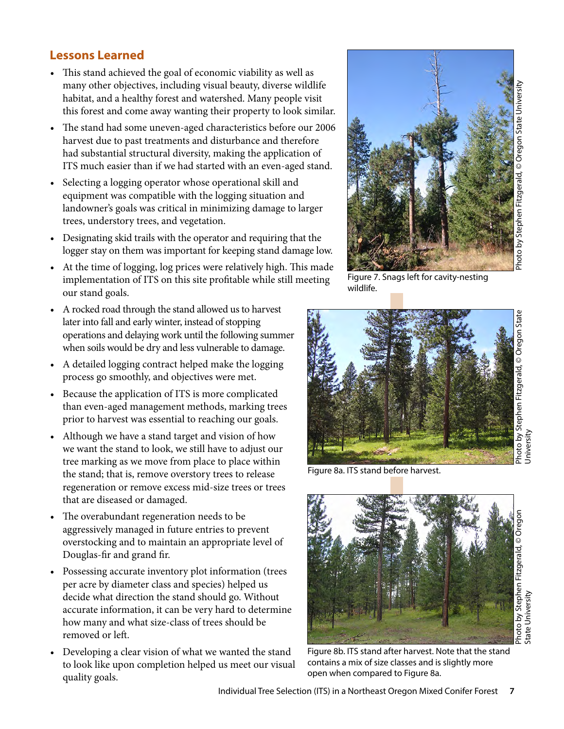## Lessons Learned

- This stand achieved the goal of economic viability as well as many other objectives, including visual beauty, diverse wildlife habitat, and a healthy forest and watershed. Many people visit this forest and come away wanting their property to look similar.
- The stand had some uneven-aged characteristics before our 2006 harvest due to past treatments and disturbance and therefore had substantial structural diversity, making the application of ITS much easier than if we had started with an even-aged stand.
- Selecting a logging operator whose operational skill and equipment was compatible with the logging situation and landowner's goals was critical in minimizing damage to larger trees, understory trees, and vegetation.
- Designating skid trails with the operator and requiring that the logger stay on them was important for keeping stand damage low.
- At the time of logging, log prices were relatively high. This made implementation of ITS on this site profitable while still meeting our stand goals.
- A rocked road through the stand allowed us to harvest later into fall and early winter, instead of stopping operations and delaying work until the following summer when soils would be dry and less vulnerable to damage.
- A detailed logging contract helped make the logging process go smoothly, and objectives were met.
- Because the application of ITS is more complicated than even-aged management methods, marking trees prior to harvest was essential to reaching our goals.
- Although we have a stand target and vision of how we want the stand to look, we still have to adjust our tree marking as we move from place to place within the stand; that is, remove overstory trees to release regeneration or remove excess mid-size trees or trees that are diseased or damaged.
- The overabundant regeneration needs to be aggressively managed in future entries to prevent overstocking and to maintain an appropriate level of Douglas-fir and grand fir.
- Possessing accurate inventory plot information (trees per acre by diameter class and species) helped us decide what direction the stand should go. Without accurate information, it can be very hard to determine how many and what size-class of trees should be removed or left.
- Developing a clear vision of what we wanted the stand to look like upon completion helped us meet our visual quality goals.

Photo by Stephen Fitzgerald, © Oregon State University

Figure 7. Snags left for cavity-nesting wildlife.

Photo by Stephen Fitzgerald, © Oregon State University

Figure 8a. ITS stand before harvest.

Photo by Stephen Fitzgerald, © Oregon State University

Figure 8b. ITS stand after harvest. Note that the stand contains a mix of size classes and is slightly more open when compared to Figure 8a.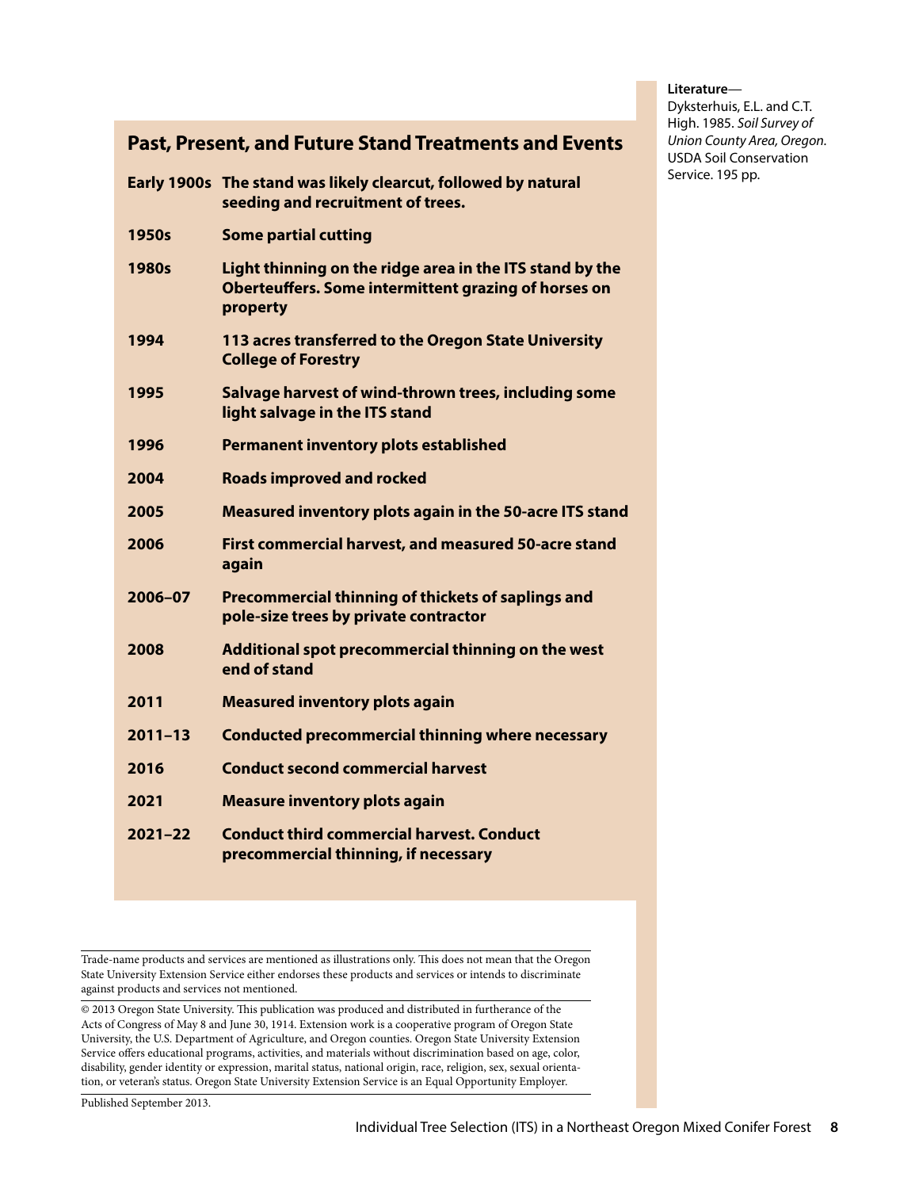## Past, Present, and Future Stand Treatments and Events

| | |
|---|---|
| **Early 1900s** | **The stand was likely clearcut, followed by natural seeding and recruitment of trees.** |
| **1950s** | **Some partial cutting** |
| **1980s** | **Light thinning on the ridge area in the ITS stand by the Oberteuffers. Some intermittent grazing of horses on property** |
| **1994** | **113 acres transferred to the Oregon State University College of Forestry** |
| **1995** | **Salvage harvest of wind-thrown trees, including some light salvage in the ITS stand** |
| **1996** | **Permanent inventory plots established** |
| **2004** | **Roads improved and rocked** |
| **2005** | **Measured inventory plots again in the 50-acre ITS stand** |
| **2006** | **First commercial harvest, and measured 50-acre stand again** |
| **2006–07** | **Precommercial thinning of thickets of saplings and pole-size trees by private contractor** |
| **2008** | **Additional spot precommercial thinning on the west end of stand** |
| **2011** | **Measured inventory plots again** |
| **2011–13** | **Conducted precommercial thinning where necessary** |
| **2016** | **Conduct second commercial harvest** |
| **2021** | **Measure inventory plots again** |
| **2021–22** | **Conduct third commercial harvest. Conduct precommercial thinning, if necessary** |

**Literature**—

Dyksterhuis, E.L. and C.T. High. 1985. *Soil Survey of Union County Area, Oregon.* USDA Soil Conservation Service. 195 pp.

---

Trade-name products and services are mentioned as illustrations only. This does not mean that the Oregon State University Extension Service either endorses these products and services or intends to discriminate against products and services not mentioned.

© 2013 Oregon State University. This publication was produced and distributed in furtherance of the Acts of Congress of May 8 and June 30, 1914. Extension work is a cooperative program of Oregon State University, the U.S. Department of Agriculture, and Oregon counties. Oregon State University Extension Service offers educational programs, activities, and materials without discrimination based on age, color, disability, gender identity or expression, marital status, national origin, race, religion, sex, sexual orientation, or veteran's status. Oregon State University Extension Service is an Equal Opportunity Employer.

Published September 2013.